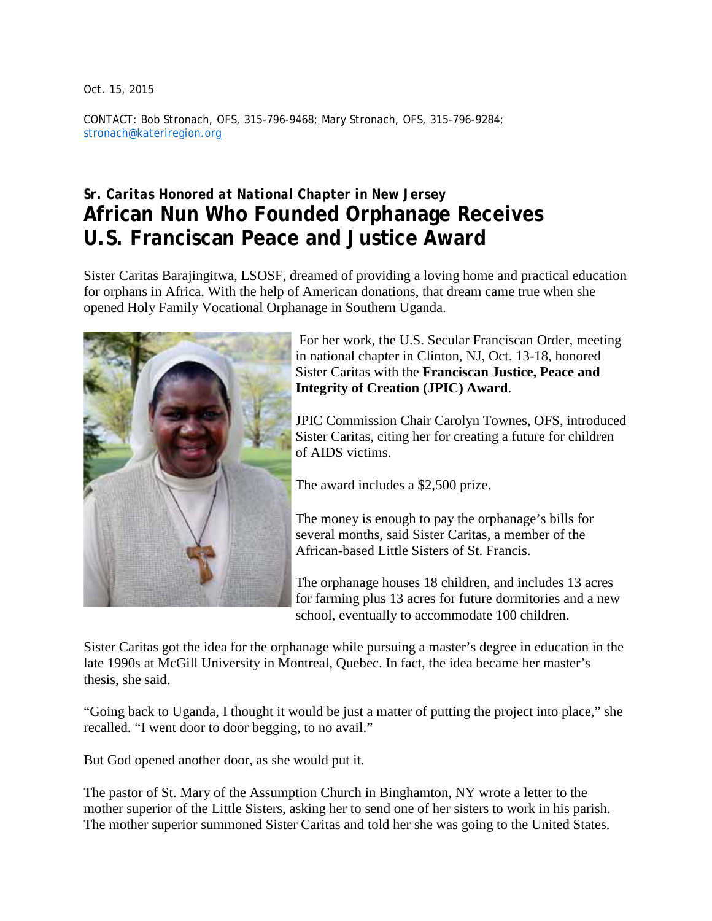Oct. 15, 2015

CONTACT: Bob Stronach, OFS, 315-796-9468; Mary Stronach, OFS, 315-796-9284; stronach@kateriregion.org

### *Sr. Caritas Honored at National Chapter in New Jersey*

# African Nun Who Founded Orphanage Receives U.S. Franciscan Peace and Justice Award

Sister Caritas Barajingitwa, LSOSF, dreamed of providing a loving home and practical education for orphans in Africa. With the help of American donations, that dream came true when she opened Holy Family Vocational Orphanage in Southern Uganda.

For her work, the U.S. Secular Franciscan Order, meeting in national chapter in Clinton, NJ, Oct. 13-18, honored Sister Caritas with the **Franciscan Justice, Peace and Integrity of Creation (JPIC) Award**.

JPIC Commission Chair Carolyn Townes, OFS, introduced Sister Caritas, citing her for creating a future for children of AIDS victims.

The award includes a $2,500 prize.

The money is enough to pay the orphanage's bills for several months, said Sister Caritas, a member of the African-based Little Sisters of St. Francis.

The orphanage houses 18 children, and includes 13 acres for farming plus 13 acres for future dormitories and a new school, eventually to accommodate 100 children.

Sister Caritas got the idea for the orphanage while pursuing a master's degree in education in the late 1990s at McGill University in Montreal, Quebec. In fact, the idea became her master's thesis, she said.

"Going back to Uganda, I thought it would be just a matter of putting the project into place," she recalled. "I went door to door begging, to no avail."

But God opened another door, as she would put it.

The pastor of St. Mary of the Assumption Church in Binghamton, NY wrote a letter to the mother superior of the Little Sisters, asking her to send one of her sisters to work in his parish. The mother superior summoned Sister Caritas and told her she was going to the United States.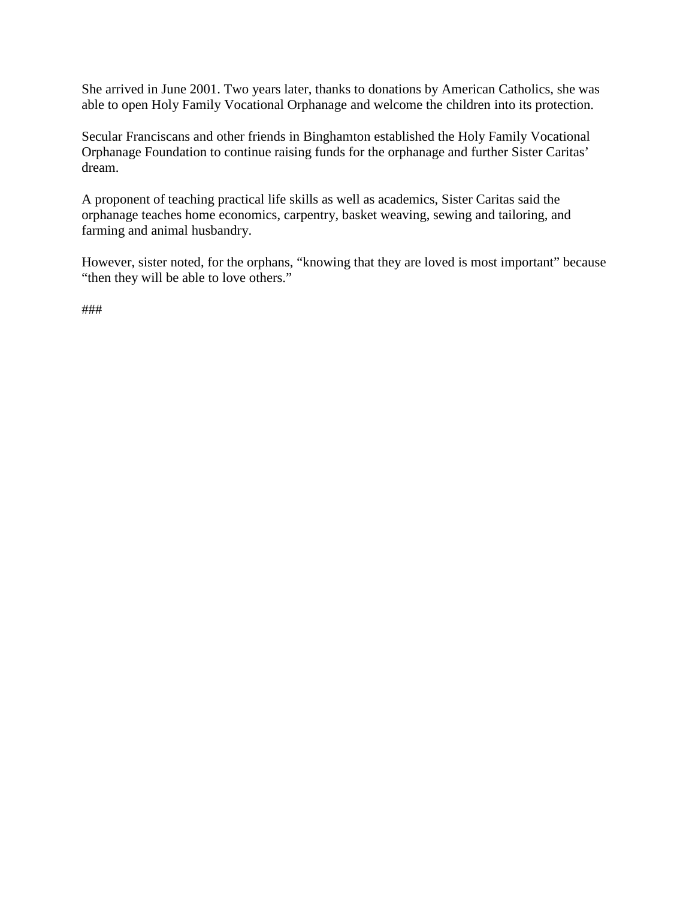She arrived in June 2001. Two years later, thanks to donations by American Catholics, she was able to open Holy Family Vocational Orphanage and welcome the children into its protection.

Secular Franciscans and other friends in Binghamton established the Holy Family Vocational Orphanage Foundation to continue raising funds for the orphanage and further Sister Caritas' dream.

A proponent of teaching practical life skills as well as academics, Sister Caritas said the orphanage teaches home economics, carpentry, basket weaving, sewing and tailoring, and farming and animal husbandry.

However, sister noted, for the orphans, "knowing that they are loved is most important" because "then they will be able to love others."

###